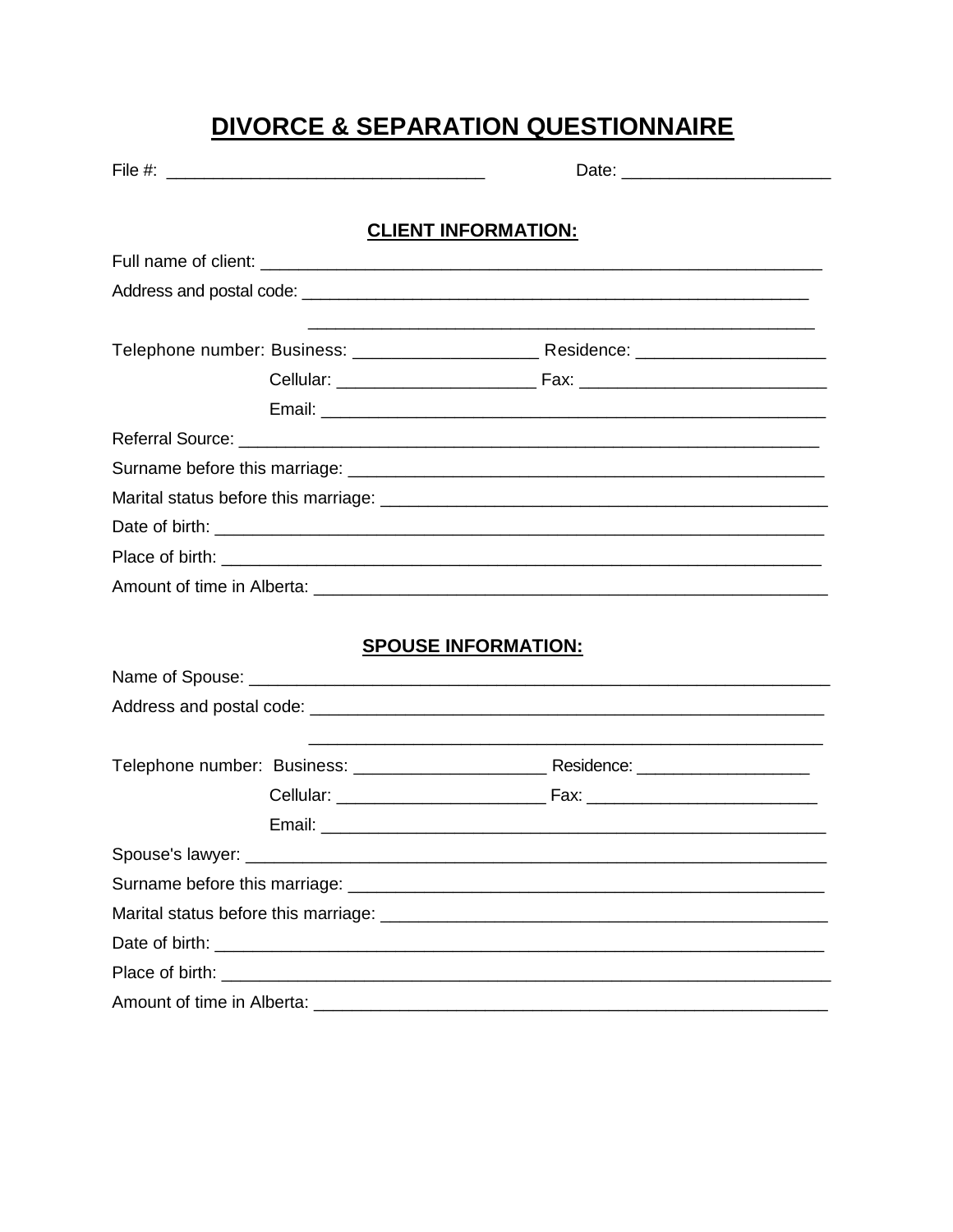# DIVORCE & SEPARATION QUESTIONNAIRE

File #: _________________________________ Date: ______________________

## CLIENT INFORMATION:

Full name of client: ____________________________________________________________

Address and postal code: ________________________________________________________

________________________________________________________

Telephone number: Business: ___________________ Residence: ___________________

Cellular: ____________________ Fax: __________________________

Email: ______________________________________________________

Referral Source: ______________________________________________________________

Surname before this marriage: __________________________________________________

Marital status before this marriage: ______________________________________________

Date of birth: ________________________________________________________________

Place of birth: _______________________________________________________________

Amount of time in Alberta: _____________________________________________________

## SPOUSE INFORMATION:

Name of Spouse: ______________________________________________________________

Address and postal code: ________________________________________________________

________________________________________________________

Telephone number: Business: ____________________ Residence: __________________

Cellular: ______________________ Fax: ________________________

Email: ______________________________________________________

Spouse's lawyer: ______________________________________________________________

Surname before this marriage: __________________________________________________

Marital status before this marriage: ______________________________________________

Date of birth: ________________________________________________________________

Place of birth: _______________________________________________________________

Amount of time in Alberta: _____________________________________________________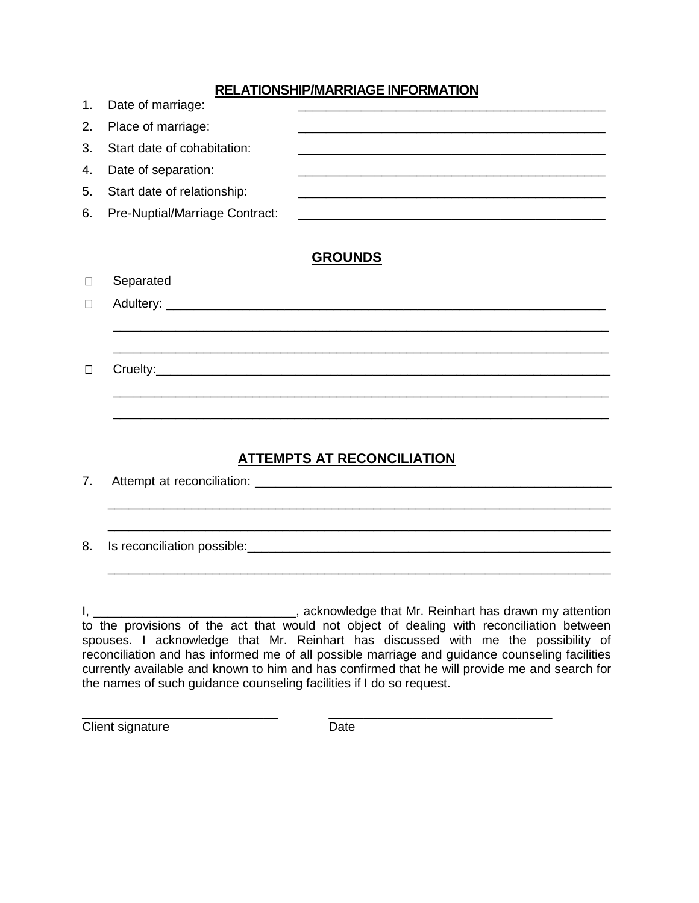**RELATIONSHIP/MARRIAGE INFORMATION**

1. Date of marriage: _____________________________________________
2. Place of marriage: _____________________________________________
3. Start date of cohabitation: _____________________________________________
4. Date of separation: _____________________________________________
5. Start date of relationship: _____________________________________________
6. Pre-Nuptial/Marriage Contract: _____________________________________________

**GROUNDS**

☐ Separated

☐ Adultery: _________________________________________________________________

_________________________________________________________________________

_________________________________________________________________________

☐ Cruelty:_________________________________________________________________

_________________________________________________________________________

_________________________________________________________________________

**ATTEMPTS AT RECONCILIATION**

7. Attempt at reconciliation: ________________________________________________________

_________________________________________________________________________

_________________________________________________________________________

8. Is reconciliation possible:______________________________________________________

_________________________________________________________________________

I, ____________________________, acknowledge that Mr. Reinhart has drawn my attention to the provisions of the act that would not object of dealing with reconciliation between spouses. I acknowledge that Mr. Reinhart has discussed with me the possibility of reconciliation and has informed me of all possible marriage and guidance counseling facilities currently available and known to him and has confirmed that he will provide me and search for the names of such guidance counseling facilities if I do so request.

____________________________ ________________________________
Client signature Date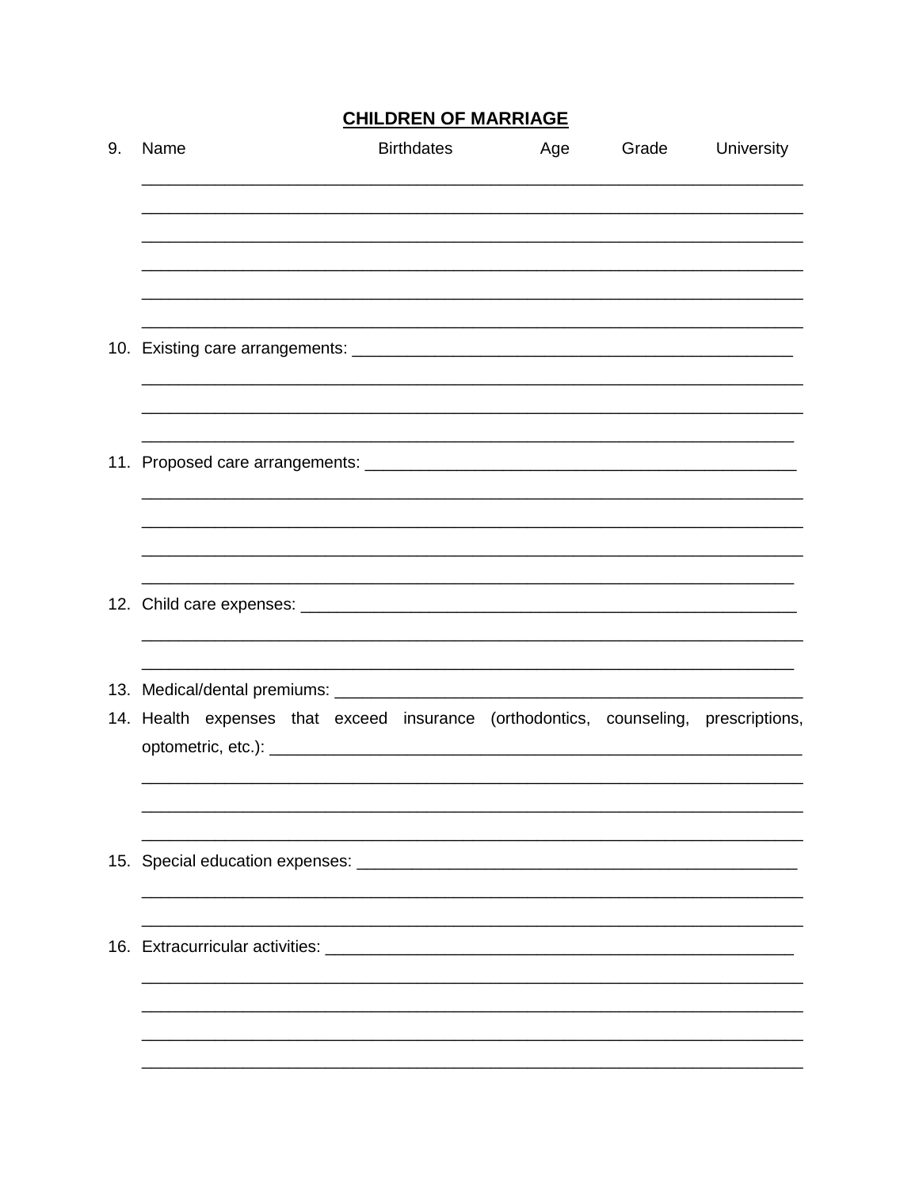## CHILDREN OF MARRIAGE

9. Name | Birthdates | Age | Grade | University

| Name | Birthdates | Age | Grade | University |
|---|---|---|---|---|
| | | | | |
| | | | | |
| | | | | |
| | | | | |
| | | | | |
| | | | | |

10. Existing care arrangements: ______________________________________________

    ______________________________________________________________________

    ______________________________________________________________________

    ______________________________________________________________________

11. Proposed care arrangements: ______________________________________________

    ______________________________________________________________________

    ______________________________________________________________________

    ______________________________________________________________________

    ______________________________________________________________________

12. Child care expenses: ____________________________________________________

    ______________________________________________________________________

    ______________________________________________________________________

13. Medical/dental premiums: _________________________________________________

14. Health expenses that exceed insurance (orthodontics, counseling, prescriptions, optometric, etc.): ______________________________________________________

    ______________________________________________________________________

    ______________________________________________________________________

    ______________________________________________________________________

15. Special education expenses: _______________________________________________

    ______________________________________________________________________

    ______________________________________________________________________

16. Extracurricular activities: ________________________________________________

    ______________________________________________________________________

    ______________________________________________________________________

    ______________________________________________________________________

    ______________________________________________________________________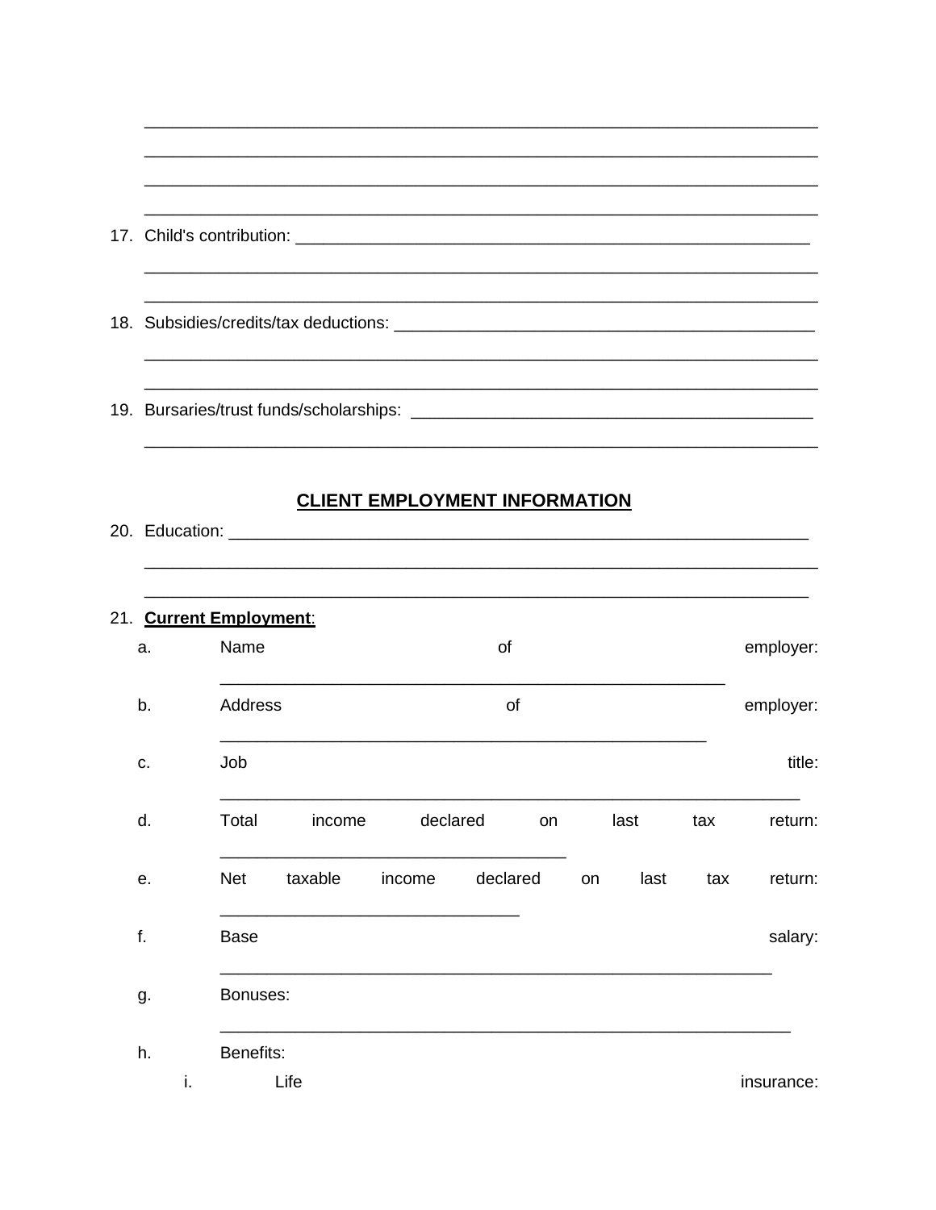\_\_\_\_\_\_\_\_\_\_\_\_\_\_\_\_\_\_\_\_\_\_\_\_\_\_\_\_\_\_\_\_\_\_\_\_\_\_\_\_\_\_\_\_\_\_\_\_\_\_\_\_\_\_\_\_\_\_\_\_\_\_\_\_\_\_\_\_\_\_

\_\_\_\_\_\_\_\_\_\_\_\_\_\_\_\_\_\_\_\_\_\_\_\_\_\_\_\_\_\_\_\_\_\_\_\_\_\_\_\_\_\_\_\_\_\_\_\_\_\_\_\_\_\_\_\_\_\_\_\_\_\_\_\_\_\_\_\_\_\_

\_\_\_\_\_\_\_\_\_\_\_\_\_\_\_\_\_\_\_\_\_\_\_\_\_\_\_\_\_\_\_\_\_\_\_\_\_\_\_\_\_\_\_\_\_\_\_\_\_\_\_\_\_\_\_\_\_\_\_\_\_\_\_\_\_\_\_\_\_\_

\_\_\_\_\_\_\_\_\_\_\_\_\_\_\_\_\_\_\_\_\_\_\_\_\_\_\_\_\_\_\_\_\_\_\_\_\_\_\_\_\_\_\_\_\_\_\_\_\_\_\_\_\_\_\_\_\_\_\_\_\_\_\_\_\_\_\_\_\_\_

17. Child's contribution: \_\_\_\_\_\_\_\_\_\_\_\_\_\_\_\_\_\_\_\_\_\_\_\_\_\_\_\_\_\_\_\_\_\_\_\_\_\_\_\_\_\_\_\_\_\_\_\_\_\_\_\_

    \_\_\_\_\_\_\_\_\_\_\_\_\_\_\_\_\_\_\_\_\_\_\_\_\_\_\_\_\_\_\_\_\_\_\_\_\_\_\_\_\_\_\_\_\_\_\_\_\_\_\_\_\_\_\_\_\_\_\_\_\_\_\_\_\_\_\_\_\_\_

    \_\_\_\_\_\_\_\_\_\_\_\_\_\_\_\_\_\_\_\_\_\_\_\_\_\_\_\_\_\_\_\_\_\_\_\_\_\_\_\_\_\_\_\_\_\_\_\_\_\_\_\_\_\_\_\_\_\_\_\_\_\_\_\_\_\_\_\_\_\_

18. Subsidies/credits/tax deductions: \_\_\_\_\_\_\_\_\_\_\_\_\_\_\_\_\_\_\_\_\_\_\_\_\_\_\_\_\_\_\_\_\_\_\_\_\_\_\_\_\_\_

    \_\_\_\_\_\_\_\_\_\_\_\_\_\_\_\_\_\_\_\_\_\_\_\_\_\_\_\_\_\_\_\_\_\_\_\_\_\_\_\_\_\_\_\_\_\_\_\_\_\_\_\_\_\_\_\_\_\_\_\_\_\_\_\_\_\_\_\_\_\_

    \_\_\_\_\_\_\_\_\_\_\_\_\_\_\_\_\_\_\_\_\_\_\_\_\_\_\_\_\_\_\_\_\_\_\_\_\_\_\_\_\_\_\_\_\_\_\_\_\_\_\_\_\_\_\_\_\_\_\_\_\_\_\_\_\_\_\_\_\_\_

19. Bursaries/trust funds/scholarships: \_\_\_\_\_\_\_\_\_\_\_\_\_\_\_\_\_\_\_\_\_\_\_\_\_\_\_\_\_\_\_\_\_\_\_\_\_\_\_

    \_\_\_\_\_\_\_\_\_\_\_\_\_\_\_\_\_\_\_\_\_\_\_\_\_\_\_\_\_\_\_\_\_\_\_\_\_\_\_\_\_\_\_\_\_\_\_\_\_\_\_\_\_\_\_\_\_\_\_\_\_\_\_\_\_\_\_\_\_\_

## CLIENT EMPLOYMENT INFORMATION

20. Education: \_\_\_\_\_\_\_\_\_\_\_\_\_\_\_\_\_\_\_\_\_\_\_\_\_\_\_\_\_\_\_\_\_\_\_\_\_\_\_\_\_\_\_\_\_\_\_\_\_\_\_\_\_\_\_\_\_\_\_

    \_\_\_\_\_\_\_\_\_\_\_\_\_\_\_\_\_\_\_\_\_\_\_\_\_\_\_\_\_\_\_\_\_\_\_\_\_\_\_\_\_\_\_\_\_\_\_\_\_\_\_\_\_\_\_\_\_\_\_\_\_\_\_\_\_\_\_\_\_\_

    \_\_\_\_\_\_\_\_\_\_\_\_\_\_\_\_\_\_\_\_\_\_\_\_\_\_\_\_\_\_\_\_\_\_\_\_\_\_\_\_\_\_\_\_\_\_\_\_\_\_\_\_\_\_\_\_\_\_\_\_\_\_\_\_\_\_\_\_\_

21. **Current Employment**:

    a. Name of employer: \_\_\_\_\_\_\_\_\_\_\_\_\_\_\_\_\_\_\_\_\_\_\_\_\_\_\_\_\_\_\_\_\_\_\_\_\_\_\_\_\_\_\_\_\_\_\_\_\_\_\_\_

    b. Address of employer: \_\_\_\_\_\_\_\_\_\_\_\_\_\_\_\_\_\_\_\_\_\_\_\_\_\_\_\_\_\_\_\_\_\_\_\_\_\_\_\_\_\_\_\_\_\_\_\_\_\_

    c. Job title: \_\_\_\_\_\_\_\_\_\_\_\_\_\_\_\_\_\_\_\_\_\_\_\_\_\_\_\_\_\_\_\_\_\_\_\_\_\_\_\_\_\_\_\_\_\_\_\_\_\_\_\_\_\_\_\_\_\_\_\_

    d. Total income declared on last tax return: \_\_\_\_\_\_\_\_\_\_\_\_\_\_\_\_\_\_\_\_\_\_\_\_\_\_\_\_\_\_\_\_\_\_\_\_\_

    e. Net taxable income declared on last tax return: \_\_\_\_\_\_\_\_\_\_\_\_\_\_\_\_\_\_\_\_\_\_\_\_\_\_\_\_\_\_\_\_

    f. Base salary: \_\_\_\_\_\_\_\_\_\_\_\_\_\_\_\_\_\_\_\_\_\_\_\_\_\_\_\_\_\_\_\_\_\_\_\_\_\_\_\_\_\_\_\_\_\_\_\_\_\_\_\_\_\_\_\_\_\_\_

    g. Bonuses: \_\_\_\_\_\_\_\_\_\_\_\_\_\_\_\_\_\_\_\_\_\_\_\_\_\_\_\_\_\_\_\_\_\_\_\_\_\_\_\_\_\_\_\_\_\_\_\_\_\_\_\_\_\_\_\_\_\_\_\_\_

    h. Benefits:

       i. Life insurance: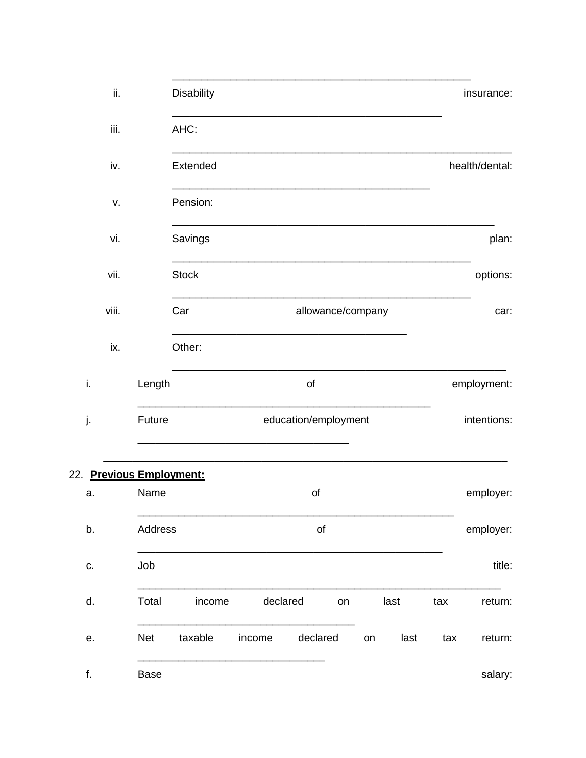\_\_\_\_\_\_\_\_\_\_\_\_\_\_\_\_\_\_\_\_\_\_\_\_\_\_\_\_\_\_\_\_\_\_\_\_\_\_\_\_\_\_\_\_\_\_\_\_\_\_

   ii. Disability insurance: \_\_\_\_\_\_\_\_\_\_\_\_\_\_\_\_\_\_\_\_\_\_\_\_\_\_\_\_\_\_\_\_\_\_\_\_\_\_\_\_\_\_\_\_\_

   iii. AHC: \_\_\_\_\_\_\_\_\_\_\_\_\_\_\_\_\_\_\_\_\_\_\_\_\_\_\_\_\_\_\_\_\_\_\_\_\_\_\_\_\_\_\_\_\_\_\_\_\_\_\_\_\_\_\_\_\_

   iv. Extended health/dental: \_\_\_\_\_\_\_\_\_\_\_\_\_\_\_\_\_\_\_\_\_\_\_\_\_\_\_\_\_\_\_\_\_\_\_\_\_\_\_\_\_\_

   v. Pension: \_\_\_\_\_\_\_\_\_\_\_\_\_\_\_\_\_\_\_\_\_\_\_\_\_\_\_\_\_\_\_\_\_\_\_\_\_\_\_\_\_\_\_\_\_\_\_\_\_\_\_\_\_\_

   vi. Savings plan: \_\_\_\_\_\_\_\_\_\_\_\_\_\_\_\_\_\_\_\_\_\_\_\_\_\_\_\_\_\_\_\_\_\_\_\_\_\_\_\_\_\_\_\_\_\_\_\_\_\_

   vii. Stock options: \_\_\_\_\_\_\_\_\_\_\_\_\_\_\_\_\_\_\_\_\_\_\_\_\_\_\_\_\_\_\_\_\_\_\_\_\_\_\_\_\_\_\_\_\_\_\_\_\_\_

   viii. Car allowance/company car: \_\_\_\_\_\_\_\_\_\_\_\_\_\_\_\_\_\_\_\_\_\_\_\_\_\_\_\_\_\_\_\_\_\_\_\_\_\_\_

   ix. Other: \_\_\_\_\_\_\_\_\_\_\_\_\_\_\_\_\_\_\_\_\_\_\_\_\_\_\_\_\_\_\_\_\_\_\_\_\_\_\_\_\_\_\_\_\_\_\_\_\_\_\_\_\_\_\_\_

i. Length of employment: \_\_\_\_\_\_\_\_\_\_\_\_\_\_\_\_\_\_\_\_\_\_\_\_\_\_\_\_\_\_\_\_\_\_\_\_\_\_\_\_\_\_\_\_\_\_\_\_\_\_

j. Future education/employment intentions: \_\_\_\_\_\_\_\_\_\_\_\_\_\_\_\_\_\_\_\_\_\_\_\_\_\_\_\_\_\_\_\_\_\_\_\_\_\_

\_\_\_\_\_\_\_\_\_\_\_\_\_\_\_\_\_\_\_\_\_\_\_\_\_\_\_\_\_\_\_\_\_\_\_\_\_\_\_\_\_\_\_\_\_\_\_\_\_\_\_\_\_\_\_\_\_\_\_\_\_\_\_\_\_\_\_\_

22. **Previous Employment:**

a. Name of employer: \_\_\_\_\_\_\_\_\_\_\_\_\_\_\_\_\_\_\_\_\_\_\_\_\_\_\_\_\_\_\_\_\_\_\_\_\_\_\_\_\_\_\_\_\_\_\_\_\_\_\_\_\_

b. Address of employer: \_\_\_\_\_\_\_\_\_\_\_\_\_\_\_\_\_\_\_\_\_\_\_\_\_\_\_\_\_\_\_\_\_\_\_\_\_\_\_\_\_\_\_\_\_\_\_\_\_\_\_

c. Job title: \_\_\_\_\_\_\_\_\_\_\_\_\_\_\_\_\_\_\_\_\_\_\_\_\_\_\_\_\_\_\_\_\_\_\_\_\_\_\_\_\_\_\_\_\_\_\_\_\_\_\_\_\_\_\_\_\_\_\_\_

d. Total income declared on last tax return: \_\_\_\_\_\_\_\_\_\_\_\_\_\_\_\_\_\_\_\_\_\_\_\_\_\_\_\_\_\_\_\_\_\_\_\_\_\_

e. Net taxable income declared on last tax return: \_\_\_\_\_\_\_\_\_\_\_\_\_\_\_\_\_\_\_\_\_\_\_\_\_\_\_\_\_\_\_\_\_

f. Base salary: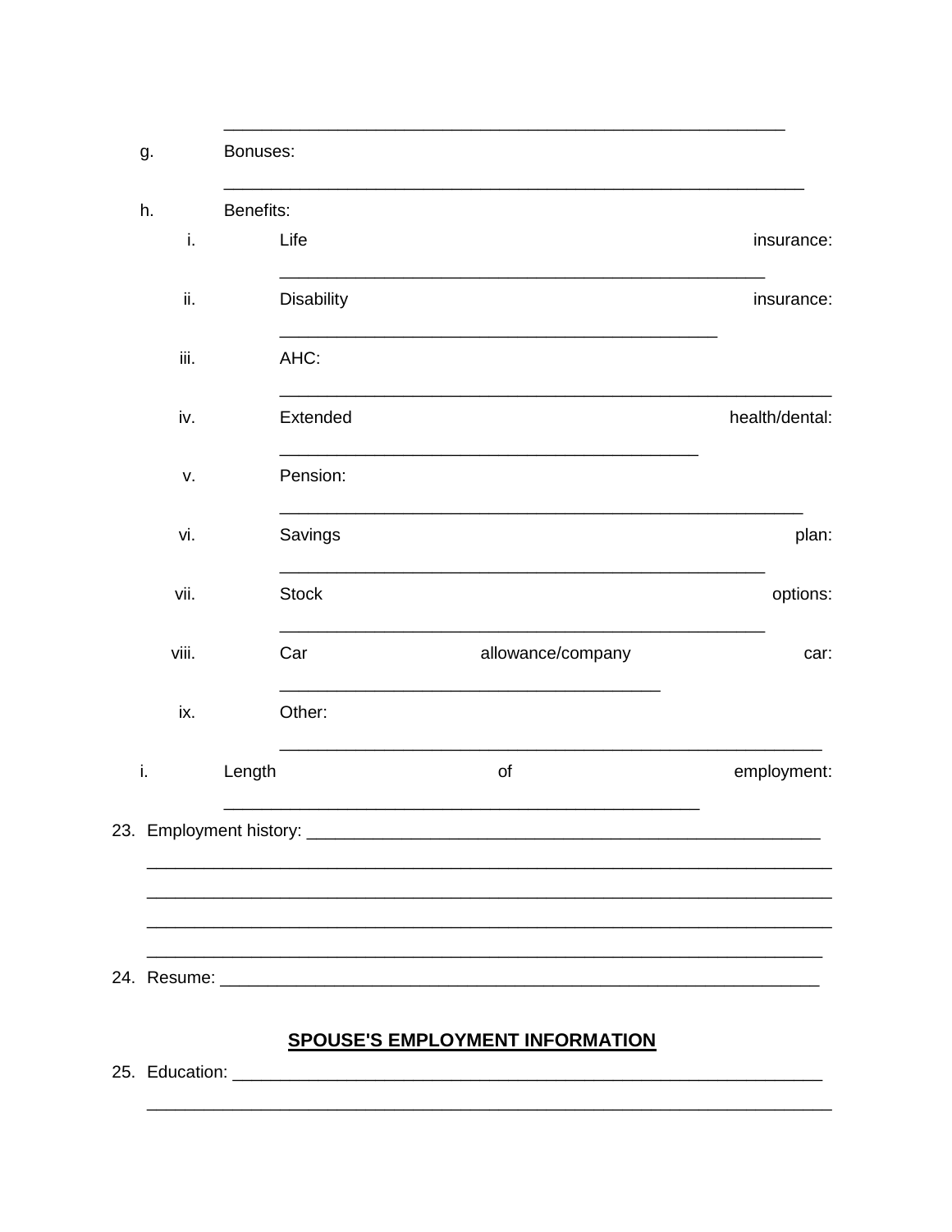\_\_\_\_\_\_\_\_\_\_\_\_\_\_\_\_\_\_\_\_\_\_\_\_\_\_\_\_\_\_\_\_\_\_\_\_\_\_\_\_\_\_\_\_\_\_\_\_\_\_\_\_\_\_\_\_

g. Bonuses: \_\_\_\_\_\_\_\_\_\_\_\_\_\_\_\_\_\_\_\_\_\_\_\_\_\_\_\_\_\_\_\_\_\_\_\_\_\_\_\_\_\_\_\_\_\_\_\_\_\_\_\_\_\_\_\_

h. Benefits:

   i. Life insurance: \_\_\_\_\_\_\_\_\_\_\_\_\_\_\_\_\_\_\_\_\_\_\_\_\_\_\_\_\_\_\_\_\_\_\_\_\_\_\_\_\_\_\_\_\_\_\_\_

   ii. Disability insurance: \_\_\_\_\_\_\_\_\_\_\_\_\_\_\_\_\_\_\_\_\_\_\_\_\_\_\_\_\_\_\_\_\_\_\_\_\_\_\_\_\_\_\_\_\_

   iii. AHC: \_\_\_\_\_\_\_\_\_\_\_\_\_\_\_\_\_\_\_\_\_\_\_\_\_\_\_\_\_\_\_\_\_\_\_\_\_\_\_\_\_\_\_\_\_\_\_\_\_\_\_\_\_\_\_\_\_

   iv. Extended health/dental: \_\_\_\_\_\_\_\_\_\_\_\_\_\_\_\_\_\_\_\_\_\_\_\_\_\_\_\_\_\_\_\_\_\_\_\_\_\_\_\_\_\_\_

   v. Pension: \_\_\_\_\_\_\_\_\_\_\_\_\_\_\_\_\_\_\_\_\_\_\_\_\_\_\_\_\_\_\_\_\_\_\_\_\_\_\_\_\_\_\_\_\_\_\_\_\_\_\_\_\_\_

   vi. Savings plan: \_\_\_\_\_\_\_\_\_\_\_\_\_\_\_\_\_\_\_\_\_\_\_\_\_\_\_\_\_\_\_\_\_\_\_\_\_\_\_\_\_\_\_\_\_\_\_\_

   vii. Stock options: \_\_\_\_\_\_\_\_\_\_\_\_\_\_\_\_\_\_\_\_\_\_\_\_\_\_\_\_\_\_\_\_\_\_\_\_\_\_\_\_\_\_\_\_\_\_\_\_

   viii. Car allowance/company car: \_\_\_\_\_\_\_\_\_\_\_\_\_\_\_\_\_\_\_\_\_\_\_\_\_\_\_\_\_\_\_\_\_\_\_\_\_\_\_

   ix. Other: \_\_\_\_\_\_\_\_\_\_\_\_\_\_\_\_\_\_\_\_\_\_\_\_\_\_\_\_\_\_\_\_\_\_\_\_\_\_\_\_\_\_\_\_\_\_\_\_\_\_\_\_\_\_\_\_\_

i. Length of employment: \_\_\_\_\_\_\_\_\_\_\_\_\_\_\_\_\_\_\_\_\_\_\_\_\_\_\_\_\_\_\_\_\_\_\_\_\_\_\_\_\_\_\_\_\_\_\_\_\_\_

23. Employment history: \_\_\_\_\_\_\_\_\_\_\_\_\_\_\_\_\_\_\_\_\_\_\_\_\_\_\_\_\_\_\_\_\_\_\_\_\_\_\_\_\_\_\_\_\_\_\_\_\_\_\_\_\_\_\_
\_\_\_\_\_\_\_\_\_\_\_\_\_\_\_\_\_\_\_\_\_\_\_\_\_\_\_\_\_\_\_\_\_\_\_\_\_\_\_\_\_\_\_\_\_\_\_\_\_\_\_\_\_\_\_\_\_\_\_\_\_\_\_\_\_\_\_\_\_\_\_
\_\_\_\_\_\_\_\_\_\_\_\_\_\_\_\_\_\_\_\_\_\_\_\_\_\_\_\_\_\_\_\_\_\_\_\_\_\_\_\_\_\_\_\_\_\_\_\_\_\_\_\_\_\_\_\_\_\_\_\_\_\_\_\_\_\_\_\_\_\_\_
\_\_\_\_\_\_\_\_\_\_\_\_\_\_\_\_\_\_\_\_\_\_\_\_\_\_\_\_\_\_\_\_\_\_\_\_\_\_\_\_\_\_\_\_\_\_\_\_\_\_\_\_\_\_\_\_\_\_\_\_\_\_\_\_\_\_\_\_\_\_\_
\_\_\_\_\_\_\_\_\_\_\_\_\_\_\_\_\_\_\_\_\_\_\_\_\_\_\_\_\_\_\_\_\_\_\_\_\_\_\_\_\_\_\_\_\_\_\_\_\_\_\_\_\_\_\_\_\_\_\_\_\_\_\_\_\_\_\_\_\_\_

24. Resume: \_\_\_\_\_\_\_\_\_\_\_\_\_\_\_\_\_\_\_\_\_\_\_\_\_\_\_\_\_\_\_\_\_\_\_\_\_\_\_\_\_\_\_\_\_\_\_\_\_\_\_\_\_\_\_\_\_\_\_\_\_\_\_

## SPOUSE'S EMPLOYMENT INFORMATION

25. Education: \_\_\_\_\_\_\_\_\_\_\_\_\_\_\_\_\_\_\_\_\_\_\_\_\_\_\_\_\_\_\_\_\_\_\_\_\_\_\_\_\_\_\_\_\_\_\_\_\_\_\_\_\_\_\_\_\_\_\_\_\_\_\_
\_\_\_\_\_\_\_\_\_\_\_\_\_\_\_\_\_\_\_\_\_\_\_\_\_\_\_\_\_\_\_\_\_\_\_\_\_\_\_\_\_\_\_\_\_\_\_\_\_\_\_\_\_\_\_\_\_\_\_\_\_\_\_\_\_\_\_\_\_\_\_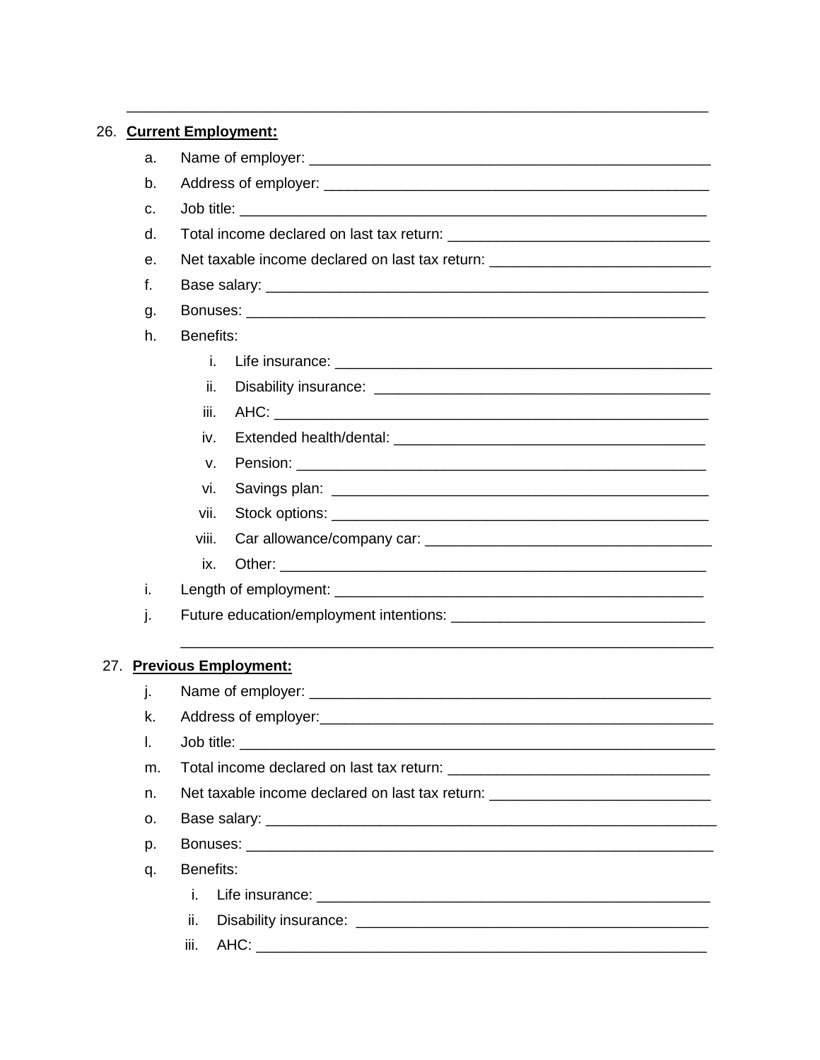\_\_\_\_\_\_\_\_\_\_\_\_\_\_\_\_\_\_\_\_\_\_\_\_\_\_\_\_\_\_\_\_\_\_\_\_\_\_\_\_\_\_\_\_\_\_\_\_\_\_\_\_\_\_\_\_\_\_\_\_\_\_\_\_\_\_\_\_

26. **<u>Current Employment:</u>**

    a. Name of employer: \_\_\_\_\_\_\_\_\_\_\_\_\_\_\_\_\_\_\_\_\_\_\_\_\_\_\_\_\_\_\_\_\_\_\_\_\_\_\_\_\_\_\_\_\_\_\_\_

    b. Address of employer: \_\_\_\_\_\_\_\_\_\_\_\_\_\_\_\_\_\_\_\_\_\_\_\_\_\_\_\_\_\_\_\_\_\_\_\_\_\_\_\_\_\_\_\_\_\_\_\_

    c. Job title: \_\_\_\_\_\_\_\_\_\_\_\_\_\_\_\_\_\_\_\_\_\_\_\_\_\_\_\_\_\_\_\_\_\_\_\_\_\_\_\_\_\_\_\_\_\_\_\_\_\_\_\_\_\_\_\_\_\_

    d. Total income declared on last tax return: \_\_\_\_\_\_\_\_\_\_\_\_\_\_\_\_\_\_\_\_\_\_\_\_\_\_\_\_\_\_\_\_

    e. Net taxable income declared on last tax return: \_\_\_\_\_\_\_\_\_\_\_\_\_\_\_\_\_\_\_\_\_\_\_\_\_\_\_

    f. Base salary: \_\_\_\_\_\_\_\_\_\_\_\_\_\_\_\_\_\_\_\_\_\_\_\_\_\_\_\_\_\_\_\_\_\_\_\_\_\_\_\_\_\_\_\_\_\_\_\_\_\_\_\_\_\_\_

    g. Bonuses: \_\_\_\_\_\_\_\_\_\_\_\_\_\_\_\_\_\_\_\_\_\_\_\_\_\_\_\_\_\_\_\_\_\_\_\_\_\_\_\_\_\_\_\_\_\_\_\_\_\_\_\_\_\_\_\_\_

    h. Benefits:

        i. Life insurance: \_\_\_\_\_\_\_\_\_\_\_\_\_\_\_\_\_\_\_\_\_\_\_\_\_\_\_\_\_\_\_\_\_\_\_\_\_\_\_\_\_\_\_\_\_\_\_

        ii. Disability insurance: \_\_\_\_\_\_\_\_\_\_\_\_\_\_\_\_\_\_\_\_\_\_\_\_\_\_\_\_\_\_\_\_\_\_\_\_\_\_\_\_\_

        iii. AHC: \_\_\_\_\_\_\_\_\_\_\_\_\_\_\_\_\_\_\_\_\_\_\_\_\_\_\_\_\_\_\_\_\_\_\_\_\_\_\_\_\_\_\_\_\_\_\_\_\_\_\_\_\_\_

        iv. Extended health/dental: \_\_\_\_\_\_\_\_\_\_\_\_\_\_\_\_\_\_\_\_\_\_\_\_\_\_\_\_\_\_\_\_\_\_\_\_\_\_

        v. Pension: \_\_\_\_\_\_\_\_\_\_\_\_\_\_\_\_\_\_\_\_\_\_\_\_\_\_\_\_\_\_\_\_\_\_\_\_\_\_\_\_\_\_\_\_\_\_\_\_\_\_\_

        vi. Savings plan: \_\_\_\_\_\_\_\_\_\_\_\_\_\_\_\_\_\_\_\_\_\_\_\_\_\_\_\_\_\_\_\_\_\_\_\_\_\_\_\_\_\_\_\_\_\_

        vii. Stock options: \_\_\_\_\_\_\_\_\_\_\_\_\_\_\_\_\_\_\_\_\_\_\_\_\_\_\_\_\_\_\_\_\_\_\_\_\_\_\_\_\_\_\_\_\_\_

        viii. Car allowance/company car: \_\_\_\_\_\_\_\_\_\_\_\_\_\_\_\_\_\_\_\_\_\_\_\_\_\_\_\_\_\_\_\_\_\_\_

        ix. Other: \_\_\_\_\_\_\_\_\_\_\_\_\_\_\_\_\_\_\_\_\_\_\_\_\_\_\_\_\_\_\_\_\_\_\_\_\_\_\_\_\_\_\_\_\_\_\_\_\_\_\_\_\_

    i. Length of employment: \_\_\_\_\_\_\_\_\_\_\_\_\_\_\_\_\_\_\_\_\_\_\_\_\_\_\_\_\_\_\_\_\_\_\_\_\_\_\_\_\_\_\_\_\_\_

    j. Future education/employment intentions: \_\_\_\_\_\_\_\_\_\_\_\_\_\_\_\_\_\_\_\_\_\_\_\_\_\_\_\_\_\_\_

    \_\_\_\_\_\_\_\_\_\_\_\_\_\_\_\_\_\_\_\_\_\_\_\_\_\_\_\_\_\_\_\_\_\_\_\_\_\_\_\_\_\_\_\_\_\_\_\_\_\_\_\_\_\_\_\_\_\_\_\_\_\_\_

27. **<u>Previous Employment:</u>**

    j. Name of employer: \_\_\_\_\_\_\_\_\_\_\_\_\_\_\_\_\_\_\_\_\_\_\_\_\_\_\_\_\_\_\_\_\_\_\_\_\_\_\_\_\_\_\_\_\_\_\_\_

    k. Address of employer:\_\_\_\_\_\_\_\_\_\_\_\_\_\_\_\_\_\_\_\_\_\_\_\_\_\_\_\_\_\_\_\_\_\_\_\_\_\_\_\_\_\_\_\_\_\_\_\_\_\_

    l. Job title: \_\_\_\_\_\_\_\_\_\_\_\_\_\_\_\_\_\_\_\_\_\_\_\_\_\_\_\_\_\_\_\_\_\_\_\_\_\_\_\_\_\_\_\_\_\_\_\_\_\_\_\_\_\_\_\_\_\_\_

    m. Total income declared on last tax return: \_\_\_\_\_\_\_\_\_\_\_\_\_\_\_\_\_\_\_\_\_\_\_\_\_\_\_\_\_\_\_\_

    n. Net taxable income declared on last tax return: \_\_\_\_\_\_\_\_\_\_\_\_\_\_\_\_\_\_\_\_\_\_\_\_\_\_\_

    o. Base salary: \_\_\_\_\_\_\_\_\_\_\_\_\_\_\_\_\_\_\_\_\_\_\_\_\_\_\_\_\_\_\_\_\_\_\_\_\_\_\_\_\_\_\_\_\_\_\_\_\_\_\_\_\_\_\_\_\_

    p. Bonuses: \_\_\_\_\_\_\_\_\_\_\_\_\_\_\_\_\_\_\_\_\_\_\_\_\_\_\_\_\_\_\_\_\_\_\_\_\_\_\_\_\_\_\_\_\_\_\_\_\_\_\_\_\_\_\_\_\_\_\_

    q. Benefits:

        i. Life insurance: \_\_\_\_\_\_\_\_\_\_\_\_\_\_\_\_\_\_\_\_\_\_\_\_\_\_\_\_\_\_\_\_\_\_\_\_\_\_\_\_\_\_\_\_\_\_\_\_\_\_

        ii. Disability insurance: \_\_\_\_\_\_\_\_\_\_\_\_\_\_\_\_\_\_\_\_\_\_\_\_\_\_\_\_\_\_\_\_\_\_\_\_\_\_\_\_\_\_\_

        iii. AHC: \_\_\_\_\_\_\_\_\_\_\_\_\_\_\_\_\_\_\_\_\_\_\_\_\_\_\_\_\_\_\_\_\_\_\_\_\_\_\_\_\_\_\_\_\_\_\_\_\_\_\_\_\_\_\_\_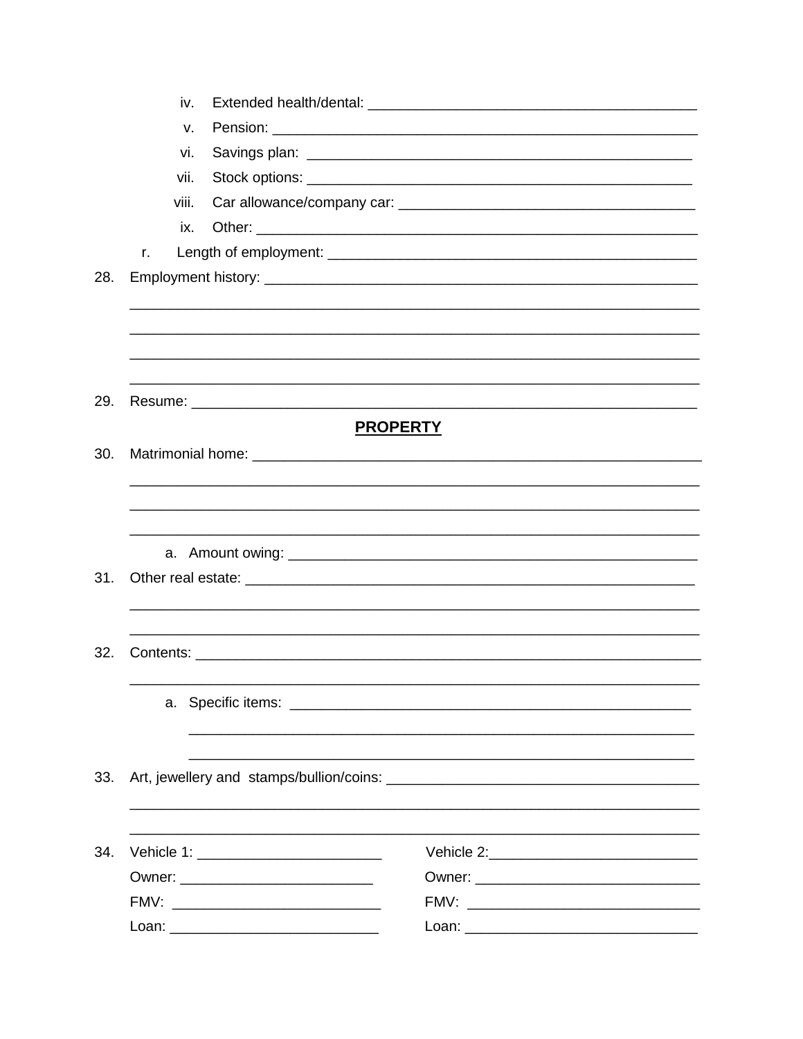iv. Extended health/dental: ________________________________________

v. Pension: ________________________________________________

vi. Savings plan: ____________________________________________

vii. Stock options: ___________________________________________

viii. Car allowance/company car: ________________________________

ix. Other: _________________________________________________

r. Length of employment: ______________________________________

28. Employment history: ________________________________________________

____________________________________________________________________

____________________________________________________________________

____________________________________________________________________

____________________________________________________________________

29. Resume: ________________________________________________________

## PROPERTY

30. Matrimonial home: _________________________________________________

____________________________________________________________________

____________________________________________________________________

____________________________________________________________________

a. Amount owing: _____________________________________________

31. Other real estate: _________________________________________________

____________________________________________________________________

____________________________________________________________________

32. Contents: _______________________________________________________

____________________________________________________________________

a. Specific items: _____________________________________________

_____________________________________________________________

_____________________________________________________________

33. Art, jewellery and stamps/bullion/coins: _____________________________________

____________________________________________________________________

____________________________________________________________________

34. Vehicle 1: ______________________ Vehicle 2: ______________________

Owner: ______________________ Owner: ______________________

FMV: ______________________ FMV: ______________________

Loan: ______________________ Loan: ______________________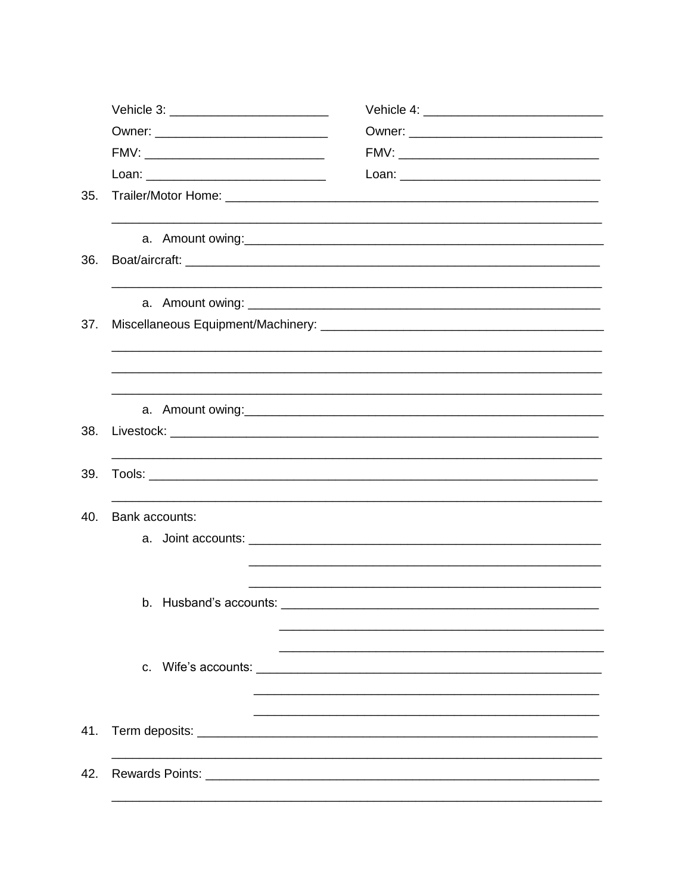Vehicle 3: ________________________

Owner: _________________________

FMV: __________________________

Loan: __________________________

Vehicle 4: __________________________

Owner: ____________________________

FMV: _____________________________

Loan: _____________________________

35. Trailer/Motor Home: _______________________________________________________
    _________________________________________________________________________
    a. Amount owing:_____________________________________________________

36. Boat/aircraft: ______________________________________________________________
    _________________________________________________________________________
    a. Amount owing: _____________________________________________________

37. Miscellaneous Equipment/Machinery: ________________________________________
    _________________________________________________________________________
    _________________________________________________________________________
    _________________________________________________________________________
    a. Amount owing:_____________________________________________________

38. Livestock: _________________________________________________________________
    _________________________________________________________________________

39. Tools: _____________________________________________________________________
    _________________________________________________________________________

40. Bank accounts:
    a. Joint accounts: ____________________________________________________
       ____________________________________________________
       ____________________________________________________
    b. Husband's accounts: _______________________________________________
       _______________________________________________
       _______________________________________________
    c. Wife's accounts: __________________________________________________
       __________________________________________________
       __________________________________________________

41. Term deposits: ______________________________________________________________
    _________________________________________________________________________

42. Rewards Points: _____________________________________________________________
    _________________________________________________________________________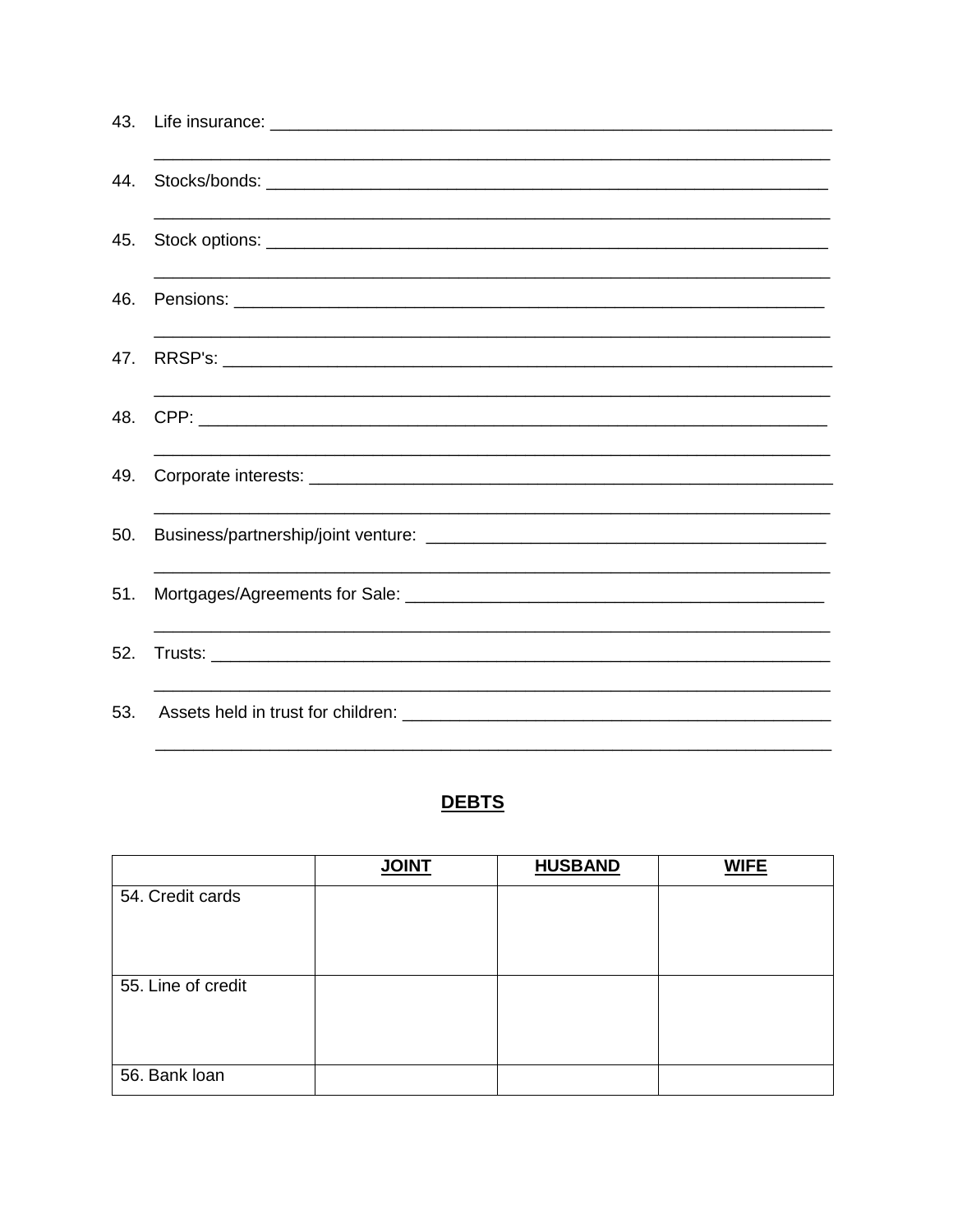43. Life insurance: ____________________________________________________________

____________________________________________________________________________

44. Stocks/bonds: _____________________________________________________________

____________________________________________________________________________

45. Stock options: ____________________________________________________________

____________________________________________________________________________

46. Pensions: ________________________________________________________________

____________________________________________________________________________

47. RRSP's: _________________________________________________________________

____________________________________________________________________________

48. CPP: ___________________________________________________________________

____________________________________________________________________________

49. Corporate interests: _________________________________________________________

____________________________________________________________________________

50. Business/partnership/joint venture: ____________________________________________

____________________________________________________________________________

51. Mortgages/Agreements for Sale: ______________________________________________

____________________________________________________________________________

52. Trusts: __________________________________________________________________

____________________________________________________________________________

53. Assets held in trust for children: ______________________________________________

____________________________________________________________________________

## DEBTS

| | JOINT | HUSBAND | WIFE |
|---|---|---|---|
| 54. Credit cards | | | |
| 55. Line of credit | | | |
| 56. Bank loan | | | |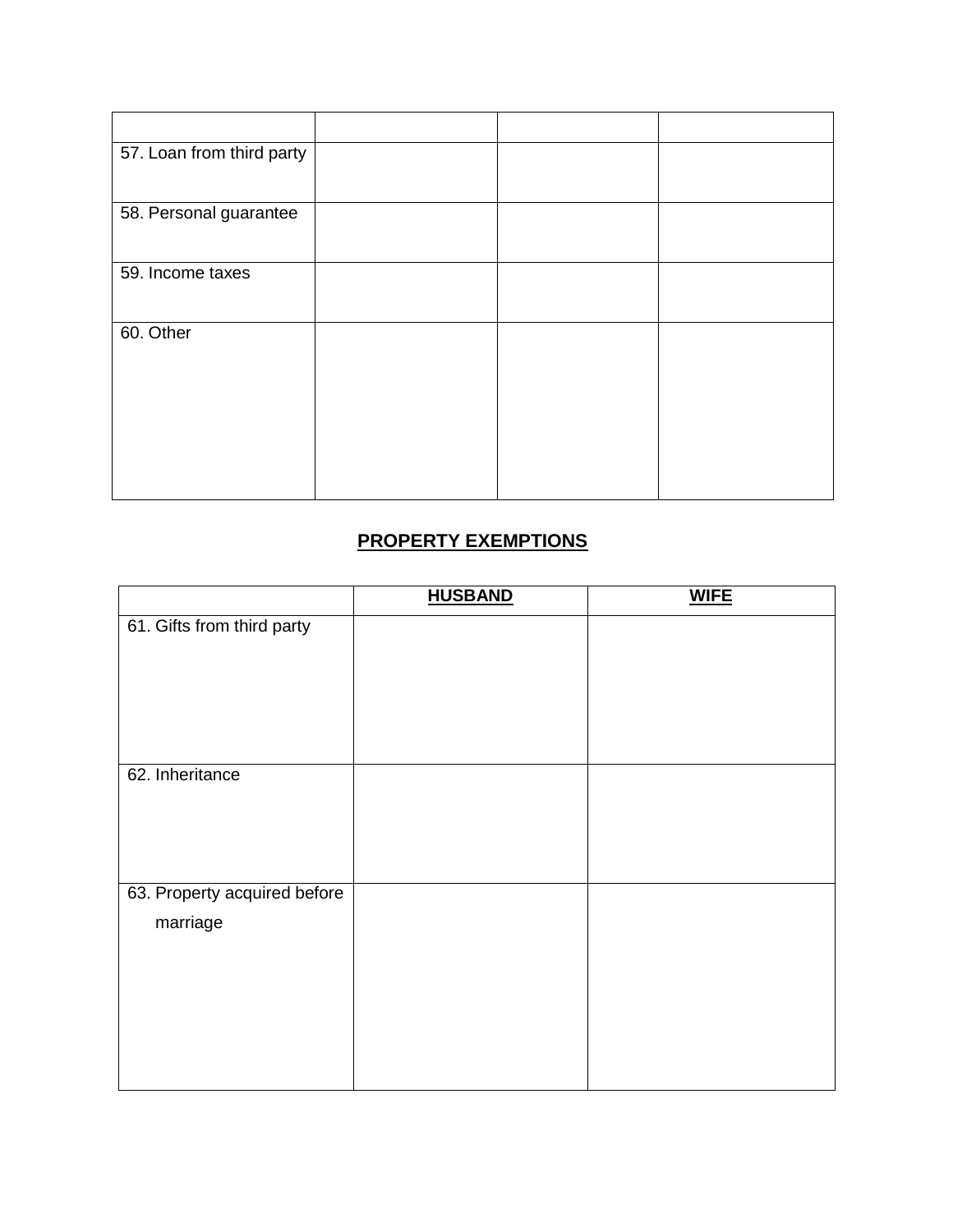| | | | |
|---|---|---|---|
| 57. Loan from third party | | | |
| 58. Personal guarantee | | | |
| 59. Income taxes | | | |
| 60. Other | | | |

## PROPERTY EXEMPTIONS

| | HUSBAND | WIFE |
|---|---|---|
| 61. Gifts from third party | | |
| 62. Inheritance | | |
| 63. Property acquired before marriage | | |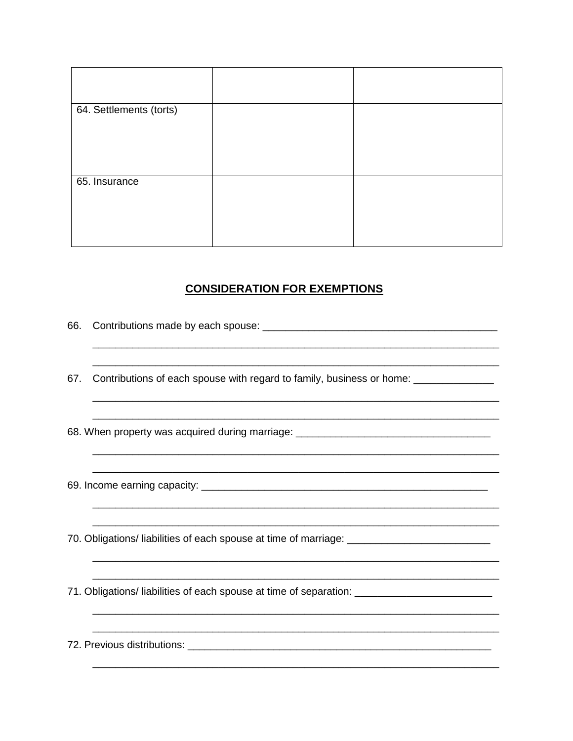| | | |
|---|---|---|
| | | |
| 64. Settlements (torts) | | |
| 65. Insurance | | |

## CONSIDERATION FOR EXEMPTIONS

66. Contributions made by each spouse: ________________________________________

________________________________________________________________________

________________________________________________________________________

67. Contributions of each spouse with regard to family, business or home: ______________

________________________________________________________________________

________________________________________________________________________

68. When property was acquired during marriage: __________________________________

________________________________________________________________________

________________________________________________________________________

69. Income earning capacity: ____________________________________________________

________________________________________________________________________

________________________________________________________________________

70. Obligations/ liabilities of each spouse at time of marriage: _________________________

________________________________________________________________________

________________________________________________________________________

71. Obligations/ liabilities of each spouse at time of separation: ________________________

________________________________________________________________________

________________________________________________________________________

72. Previous distributions: ______________________________________________________

________________________________________________________________________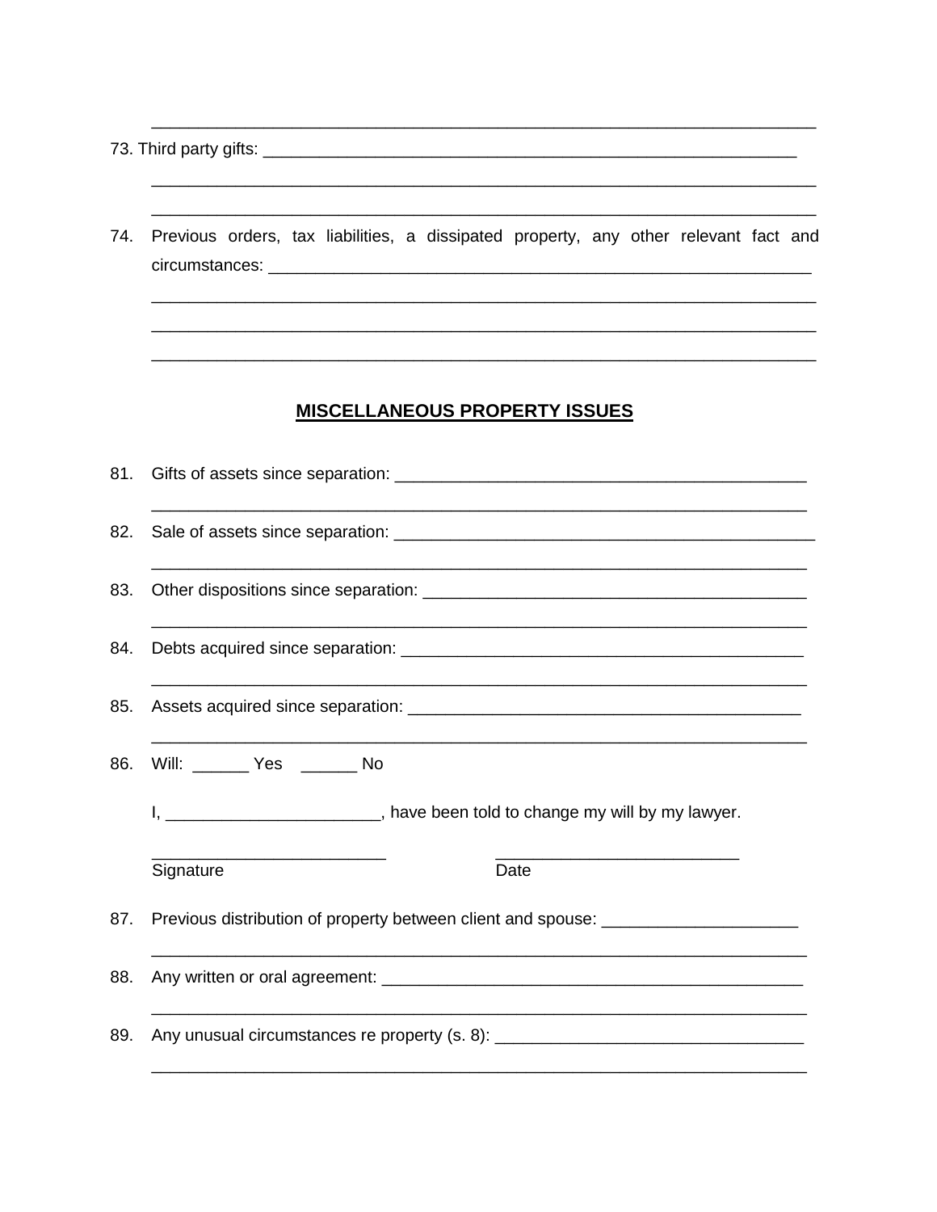\_\_\_\_\_\_\_\_\_\_\_\_\_\_\_\_\_\_\_\_\_\_\_\_\_\_\_\_\_\_\_\_\_\_\_\_\_\_\_\_\_\_\_\_\_\_\_\_\_\_\_\_\_\_\_\_\_\_\_\_\_\_\_\_\_\_\_\_

73. Third party gifts: \_\_\_\_\_\_\_\_\_\_\_\_\_\_\_\_\_\_\_\_\_\_\_\_\_\_\_\_\_\_\_\_\_\_\_\_\_\_\_\_\_\_\_\_\_\_\_\_\_\_\_\_\_\_\_

\_\_\_\_\_\_\_\_\_\_\_\_\_\_\_\_\_\_\_\_\_\_\_\_\_\_\_\_\_\_\_\_\_\_\_\_\_\_\_\_\_\_\_\_\_\_\_\_\_\_\_\_\_\_\_\_\_\_\_\_\_\_\_\_\_\_\_\_

\_\_\_\_\_\_\_\_\_\_\_\_\_\_\_\_\_\_\_\_\_\_\_\_\_\_\_\_\_\_\_\_\_\_\_\_\_\_\_\_\_\_\_\_\_\_\_\_\_\_\_\_\_\_\_\_\_\_\_\_\_\_\_\_\_\_\_\_

74. Previous orders, tax liabilities, a dissipated property, any other relevant fact and circumstances: \_\_\_\_\_\_\_\_\_\_\_\_\_\_\_\_\_\_\_\_\_\_\_\_\_\_\_\_\_\_\_\_\_\_\_\_\_\_\_\_\_\_\_\_\_\_\_\_\_\_\_\_\_\_\_\_

\_\_\_\_\_\_\_\_\_\_\_\_\_\_\_\_\_\_\_\_\_\_\_\_\_\_\_\_\_\_\_\_\_\_\_\_\_\_\_\_\_\_\_\_\_\_\_\_\_\_\_\_\_\_\_\_\_\_\_\_\_\_\_\_\_\_\_\_

\_\_\_\_\_\_\_\_\_\_\_\_\_\_\_\_\_\_\_\_\_\_\_\_\_\_\_\_\_\_\_\_\_\_\_\_\_\_\_\_\_\_\_\_\_\_\_\_\_\_\_\_\_\_\_\_\_\_\_\_\_\_\_\_\_\_\_\_

\_\_\_\_\_\_\_\_\_\_\_\_\_\_\_\_\_\_\_\_\_\_\_\_\_\_\_\_\_\_\_\_\_\_\_\_\_\_\_\_\_\_\_\_\_\_\_\_\_\_\_\_\_\_\_\_\_\_\_\_\_\_\_\_\_\_\_\_

## MISCELLANEOUS PROPERTY ISSUES

81. Gifts of assets since separation: \_\_\_\_\_\_\_\_\_\_\_\_\_\_\_\_\_\_\_\_\_\_\_\_\_\_\_\_\_\_\_\_\_\_\_\_\_\_\_\_\_\_\_\_

\_\_\_\_\_\_\_\_\_\_\_\_\_\_\_\_\_\_\_\_\_\_\_\_\_\_\_\_\_\_\_\_\_\_\_\_\_\_\_\_\_\_\_\_\_\_\_\_\_\_\_\_\_\_\_\_\_\_\_\_\_\_\_\_\_\_\_\_

82. Sale of assets since separation: \_\_\_\_\_\_\_\_\_\_\_\_\_\_\_\_\_\_\_\_\_\_\_\_\_\_\_\_\_\_\_\_\_\_\_\_\_\_\_\_\_\_\_\_\_

\_\_\_\_\_\_\_\_\_\_\_\_\_\_\_\_\_\_\_\_\_\_\_\_\_\_\_\_\_\_\_\_\_\_\_\_\_\_\_\_\_\_\_\_\_\_\_\_\_\_\_\_\_\_\_\_\_\_\_\_\_\_\_\_\_\_\_\_

83. Other dispositions since separation: \_\_\_\_\_\_\_\_\_\_\_\_\_\_\_\_\_\_\_\_\_\_\_\_\_\_\_\_\_\_\_\_\_\_\_\_\_\_\_\_\_

\_\_\_\_\_\_\_\_\_\_\_\_\_\_\_\_\_\_\_\_\_\_\_\_\_\_\_\_\_\_\_\_\_\_\_\_\_\_\_\_\_\_\_\_\_\_\_\_\_\_\_\_\_\_\_\_\_\_\_\_\_\_\_\_\_\_\_\_

84. Debts acquired since separation: \_\_\_\_\_\_\_\_\_\_\_\_\_\_\_\_\_\_\_\_\_\_\_\_\_\_\_\_\_\_\_\_\_\_\_\_\_\_\_\_\_\_\_

\_\_\_\_\_\_\_\_\_\_\_\_\_\_\_\_\_\_\_\_\_\_\_\_\_\_\_\_\_\_\_\_\_\_\_\_\_\_\_\_\_\_\_\_\_\_\_\_\_\_\_\_\_\_\_\_\_\_\_\_\_\_\_\_\_\_\_\_

85. Assets acquired since separation: \_\_\_\_\_\_\_\_\_\_\_\_\_\_\_\_\_\_\_\_\_\_\_\_\_\_\_\_\_\_\_\_\_\_\_\_\_\_\_\_\_\_

\_\_\_\_\_\_\_\_\_\_\_\_\_\_\_\_\_\_\_\_\_\_\_\_\_\_\_\_\_\_\_\_\_\_\_\_\_\_\_\_\_\_\_\_\_\_\_\_\_\_\_\_\_\_\_\_\_\_\_\_\_\_\_\_\_\_\_\_

86. Will: \_\_\_\_\_\_ Yes \_\_\_\_\_\_ No

I, \_\_\_\_\_\_\_\_\_\_\_\_\_\_\_\_\_\_\_\_\_\_\_, have been told to change my will by my lawyer.

\_\_\_\_\_\_\_\_\_\_\_\_\_\_\_\_\_\_\_\_\_\_\_\_\_ \_\_\_\_\_\_\_\_\_\_\_\_\_\_\_\_\_\_\_\_\_\_\_\_\_\_
Signature Date

87. Previous distribution of property between client and spouse: \_\_\_\_\_\_\_\_\_\_\_\_\_\_\_\_\_\_\_\_\_

\_\_\_\_\_\_\_\_\_\_\_\_\_\_\_\_\_\_\_\_\_\_\_\_\_\_\_\_\_\_\_\_\_\_\_\_\_\_\_\_\_\_\_\_\_\_\_\_\_\_\_\_\_\_\_\_\_\_\_\_\_\_\_\_\_\_\_\_

88. Any written or oral agreement: \_\_\_\_\_\_\_\_\_\_\_\_\_\_\_\_\_\_\_\_\_\_\_\_\_\_\_\_\_\_\_\_\_\_\_\_\_\_\_\_\_\_\_\_\_\_

\_\_\_\_\_\_\_\_\_\_\_\_\_\_\_\_\_\_\_\_\_\_\_\_\_\_\_\_\_\_\_\_\_\_\_\_\_\_\_\_\_\_\_\_\_\_\_\_\_\_\_\_\_\_\_\_\_\_\_\_\_\_\_\_\_\_\_\_

89. Any unusual circumstances re property (s. 8): \_\_\_\_\_\_\_\_\_\_\_\_\_\_\_\_\_\_\_\_\_\_\_\_\_\_\_\_\_\_\_\_\_

\_\_\_\_\_\_\_\_\_\_\_\_\_\_\_\_\_\_\_\_\_\_\_\_\_\_\_\_\_\_\_\_\_\_\_\_\_\_\_\_\_\_\_\_\_\_\_\_\_\_\_\_\_\_\_\_\_\_\_\_\_\_\_\_\_\_\_\_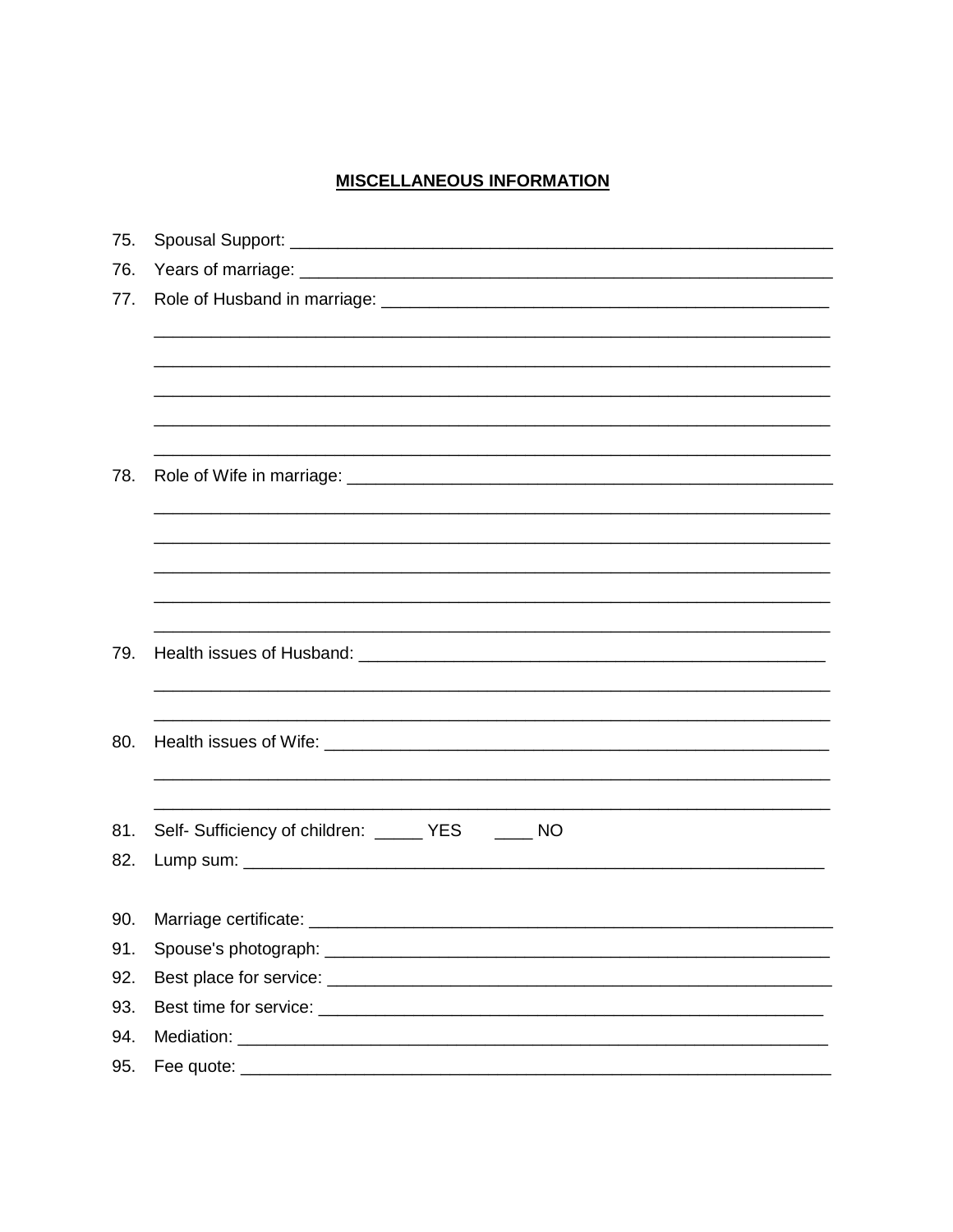**MISCELLANEOUS INFORMATION**

75. Spousal Support: ____________________________________________________________

76. Years of marriage: ___________________________________________________________

77. Role of Husband in marriage: __________________________________________________

_____________________________________________________________________________

_____________________________________________________________________________

_____________________________________________________________________________

_____________________________________________________________________________

_____________________________________________________________________________

78. Role of Wife in marriage: _____________________________________________________

_____________________________________________________________________________

_____________________________________________________________________________

_____________________________________________________________________________

_____________________________________________________________________________

_____________________________________________________________________________

79. Health issues of Husband: ____________________________________________________

_____________________________________________________________________________

_____________________________________________________________________________

80. Health issues of Wife: _______________________________________________________

_____________________________________________________________________________

_____________________________________________________________________________

81. Self- Sufficiency of children: _____ YES ____ NO

82. Lump sum: _________________________________________________________________

90. Marriage certificate: ________________________________________________________

91. Spouse's photograph: _______________________________________________________

92. Best place for service: ______________________________________________________

93. Best time for service: _______________________________________________________

94. Mediation: ________________________________________________________________

95. Fee quote: ________________________________________________________________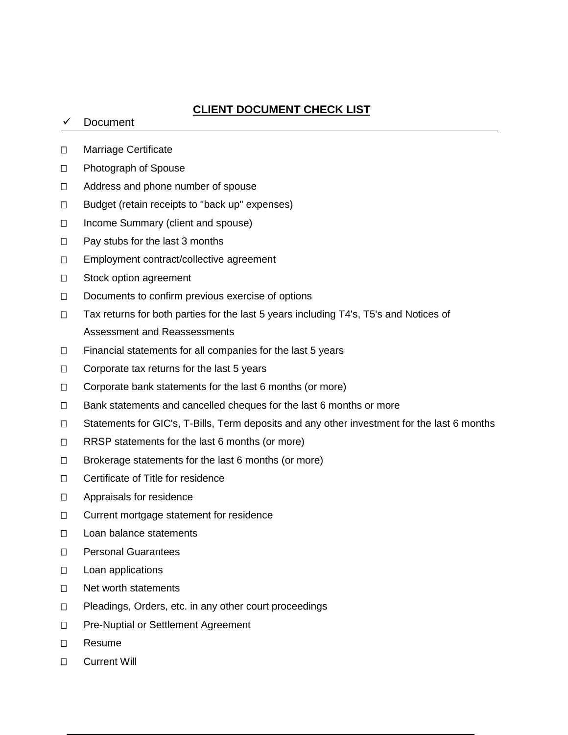## CLIENT DOCUMENT CHECK LIST

| ✓ | Document |
|---|---|
| ☐ | Marriage Certificate |
| ☐ | Photograph of Spouse |
| ☐ | Address and phone number of spouse |
| ☐ | Budget (retain receipts to "back up" expenses) |
| ☐ | Income Summary (client and spouse) |
| ☐ | Pay stubs for the last 3 months |
| ☐ | Employment contract/collective agreement |
| ☐ | Stock option agreement |
| ☐ | Documents to confirm previous exercise of options |
| ☐ | Tax returns for both parties for the last 5 years including T4's, T5's and Notices of Assessment and Reassessments |
| ☐ | Financial statements for all companies for the last 5 years |
| ☐ | Corporate tax returns for the last 5 years |
| ☐ | Corporate bank statements for the last 6 months (or more) |
| ☐ | Bank statements and cancelled cheques for the last 6 months or more |
| ☐ | Statements for GIC's, T-Bills, Term deposits and any other investment for the last 6 months |
| ☐ | RRSP statements for the last 6 months (or more) |
| ☐ | Brokerage statements for the last 6 months (or more) |
| ☐ | Certificate of Title for residence |
| ☐ | Appraisals for residence |
| ☐ | Current mortgage statement for residence |
| ☐ | Loan balance statements |
| ☐ | Personal Guarantees |
| ☐ | Loan applications |
| ☐ | Net worth statements |
| ☐ | Pleadings, Orders, etc. in any other court proceedings |
| ☐ | Pre-Nuptial or Settlement Agreement |
| ☐ | Resume |
| ☐ | Current Will |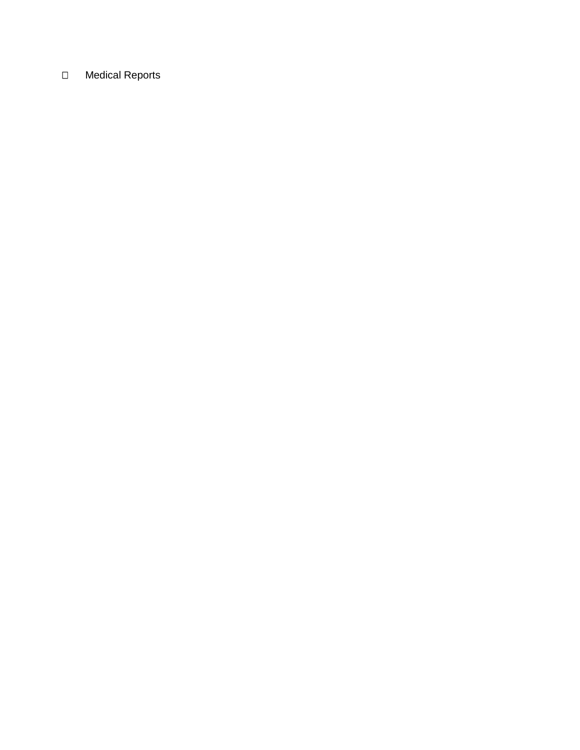- Medical Reports